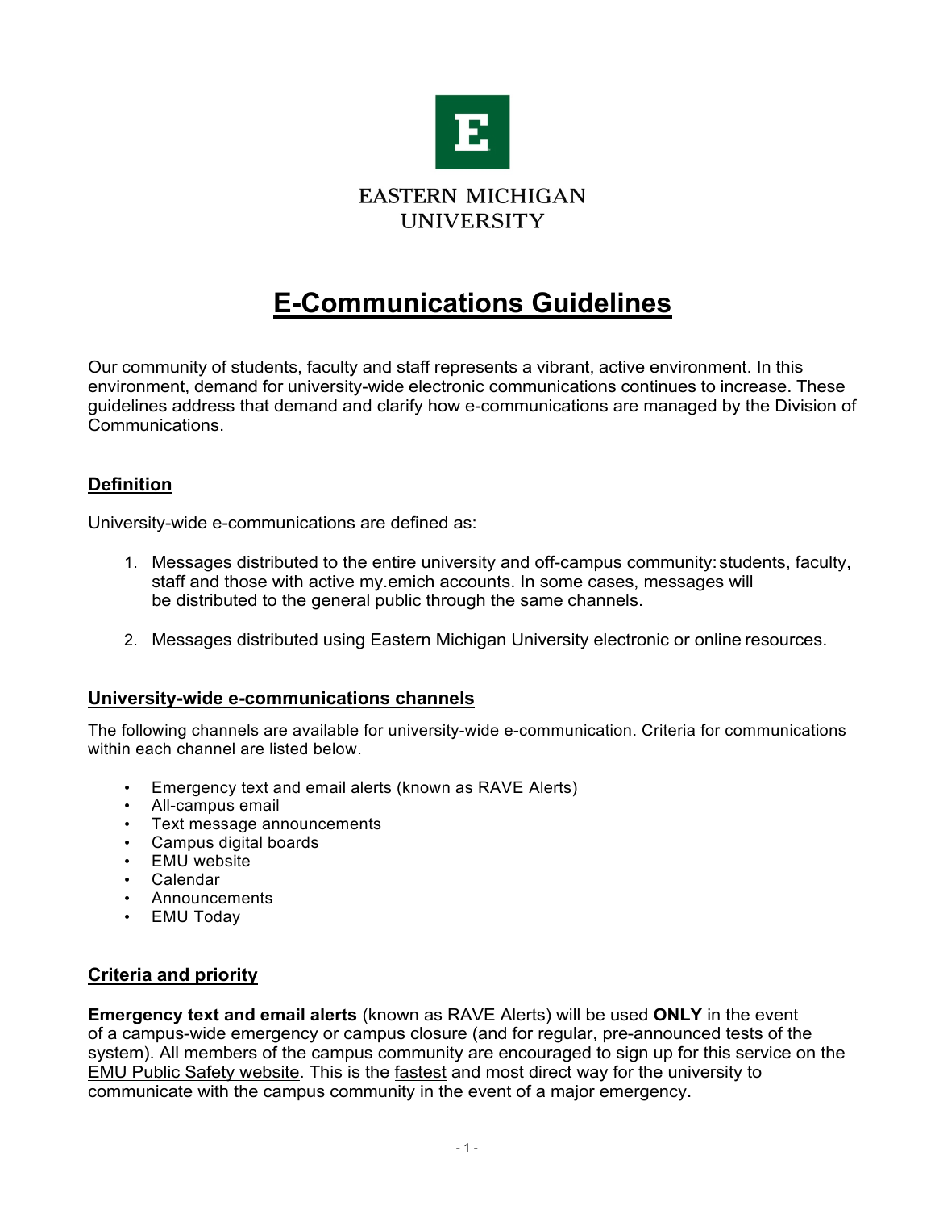EASTERN MICHIGAN UNIVERSITY

# E-Communications Guidelines

Our community of students, faculty and staff represents a vibrant, active environment. In this environment, demand for university-wide electronic communications continues to increase. These guidelines address that demand and clarify how e-communications are managed by the Division of Communications.

## Definition

University-wide e-communications are defined as:

1. Messages distributed to the entire university and off-campus community: students, faculty, staff and those with active my.emich accounts. In some cases, messages will be distributed to the general public through the same channels.

2. Messages distributed using Eastern Michigan University electronic or online resources.

## University-wide e-communications channels

The following channels are available for university-wide e-communication. Criteria for communications within each channel are listed below.

- Emergency text and email alerts (known as RAVE Alerts)
- All-campus email
- Text message announcements
- Campus digital boards
- EMU website
- Calendar
- Announcements
- EMU Today

## Criteria and priority

**Emergency text and email alerts** (known as RAVE Alerts) will be used **ONLY** in the event of a campus-wide emergency or campus closure (and for regular, pre-announced tests of the system). All members of the campus community are encouraged to sign up for this service on the EMU Public Safety website. This is the fastest and most direct way for the university to communicate with the campus community in the event of a major emergency.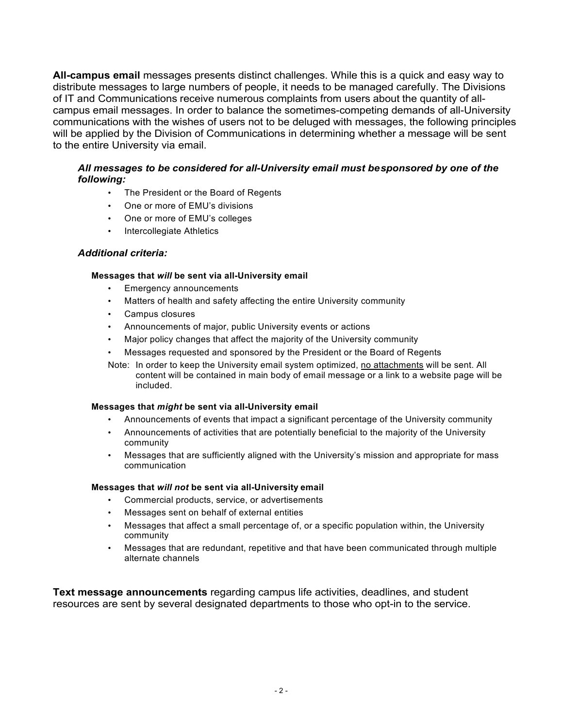**All-campus email** messages presents distinct challenges. While this is a quick and easy way to distribute messages to large numbers of people, it needs to be managed carefully. The Divisions of IT and Communications receive numerous complaints from users about the quantity of all-campus email messages. In order to balance the sometimes-competing demands of all-University communications with the wishes of users not to be deluged with messages, the following principles will be applied by the Division of Communications in determining whether a message will be sent to the entire University via email.

***All messages to be considered for all-University email must besponsored by one of the following:***

- The President or the Board of Regents
- One or more of EMU's divisions
- One or more of EMU's colleges
- Intercollegiate Athletics

***Additional criteria:***

**Messages that *will* be sent via all-University email**

- Emergency announcements
- Matters of health and safety affecting the entire University community
- Campus closures
- Announcements of major, public University events or actions
- Major policy changes that affect the majority of the University community
- Messages requested and sponsored by the President or the Board of Regents

Note: In order to keep the University email system optimized, <u>no attachments</u> will be sent. All content will be contained in main body of email message or a link to a website page will be included.

**Messages that *might* be sent via all-University email**

- Announcements of events that impact a significant percentage of the University community
- Announcements of activities that are potentially beneficial to the majority of the University community
- Messages that are sufficiently aligned with the University's mission and appropriate for mass communication

**Messages that *will not* be sent via all-University email**

- Commercial products, service, or advertisements
- Messages sent on behalf of external entities
- Messages that affect a small percentage of, or a specific population within, the University community
- Messages that are redundant, repetitive and that have been communicated through multiple alternate channels

**Text message announcements** regarding campus life activities, deadlines, and student resources are sent by several designated departments to those who opt-in to the service.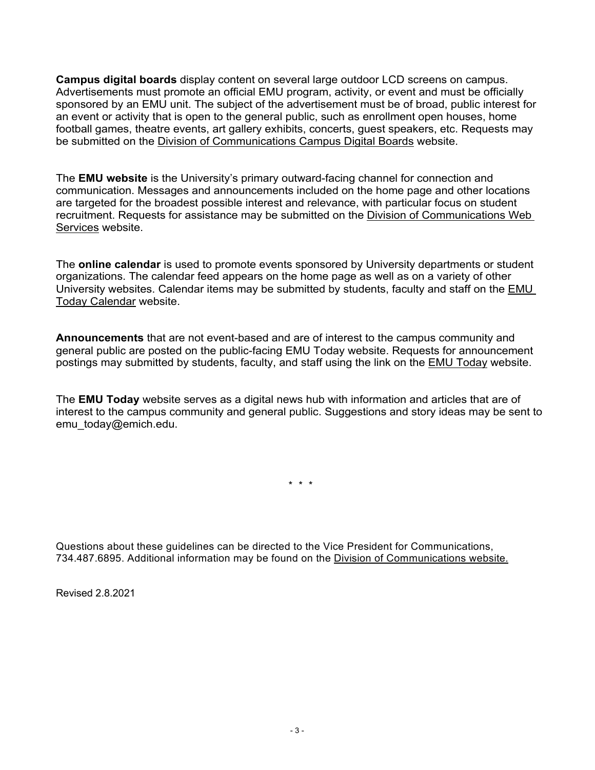**Campus digital boards** display content on several large outdoor LCD screens on campus. Advertisements must promote an official EMU program, activity, or event and must be officially sponsored by an EMU unit. The subject of the advertisement must be of broad, public interest for an event or activity that is open to the general public, such as enrollment open houses, home football games, theatre events, art gallery exhibits, concerts, guest speakers, etc. Requests may be submitted on the Division of Communications Campus Digital Boards website.

The **EMU website** is the University's primary outward-facing channel for connection and communication. Messages and announcements included on the home page and other locations are targeted for the broadest possible interest and relevance, with particular focus on student recruitment. Requests for assistance may be submitted on the Division of Communications Web Services website.

The **online calendar** is used to promote events sponsored by University departments or student organizations. The calendar feed appears on the home page as well as on a variety of other University websites. Calendar items may be submitted by students, faculty and staff on the EMU Today Calendar website.

**Announcements** that are not event-based and are of interest to the campus community and general public are posted on the public-facing EMU Today website. Requests for announcement postings may submitted by students, faculty, and staff using the link on the EMU Today website.

The **EMU Today** website serves as a digital news hub with information and articles that are of interest to the campus community and general public. Suggestions and story ideas may be sent to emu_today@emich.edu.

\* \* \*

Questions about these guidelines can be directed to the Vice President for Communications, 734.487.6895. Additional information may be found on the Division of Communications website.

Revised 2.8.2021